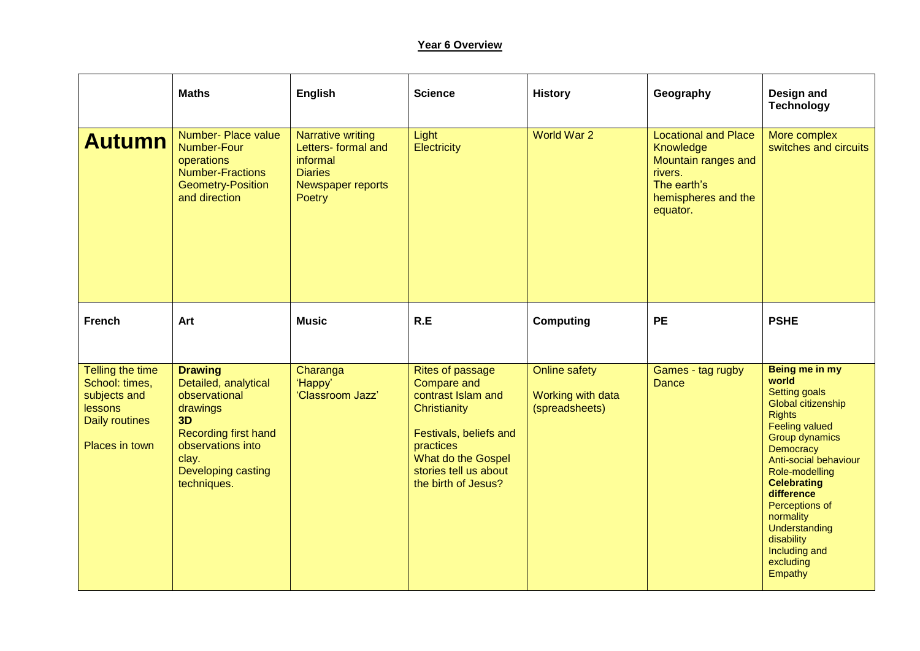**Year 6 Overview**

| | Maths | English | Science | History | Geography | Design and Technology |
|---|---|---|---|---|---|---|
| **Autumn** | Number- Place value<br>Number-Four operations<br>Number-Fractions<br>Geometry-Position and direction | Narrative writing<br>Letters- formal and informal<br>Diaries<br>Newspaper reports<br>Poetry | Light<br>Electricity | World War 2 | Locational and Place Knowledge<br>Mountain ranges and rivers.<br>The earth's hemispheres and the equator. | More complex switches and circuits |
| **French** | **Art** | **Music** | **R.E** | **Computing** | **PE** | **PSHE** |
| Telling the time<br>School: times, subjects and lessons<br>Daily routines<br><br>Places in town | **Drawing**<br>Detailed, analytical observational drawings<br>**3D**<br>Recording first hand observations into clay.<br>Developing casting techniques. | Charanga<br>'Happy'<br>'Classroom Jazz' | Rites of passage<br>Compare and contrast Islam and Christianity<br><br>Festivals, beliefs and practices<br>What do the Gospel stories tell us about the birth of Jesus? | Online safety<br><br>Working with data (spreadsheets) | Games - tag rugby<br>Dance | **Being me in my world**<br>Setting goals<br>Global citizenship<br>Rights<br>Feeling valued<br>Group dynamics<br>Democracy<br>Anti-social behaviour<br>Role-modelling<br>**Celebrating difference**<br>Perceptions of normality<br>Understanding disability<br>Including and excluding<br>Empathy |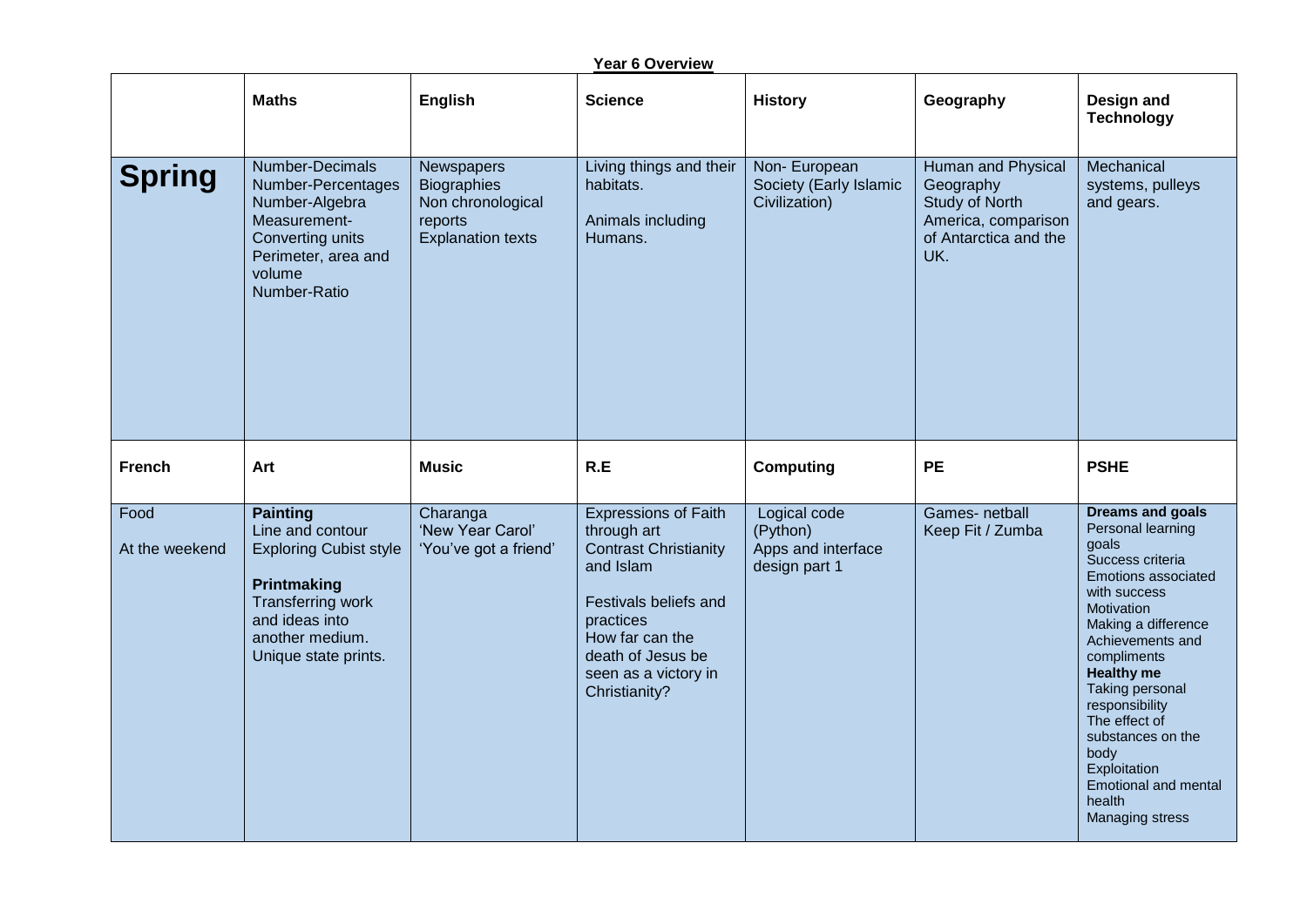**Year 6 Overview**

| | Maths | English | Science | History | Geography | Design and Technology |
|---|---|---|---|---|---|---|
| **Spring** | Number-Decimals<br>Number-Percentages<br>Number-Algebra<br>Measurement-Converting units<br>Perimeter, area and volume<br>Number-Ratio | Newspapers<br>Biographies<br>Non chronological reports<br>Explanation texts | Living things and their habitats.<br><br>Animals including Humans. | Non- European Society (Early Islamic Civilization) | Human and Physical Geography<br>Study of North America, comparison of Antarctica and the UK. | Mechanical systems, pulleys and gears. |
| **French** | **Art** | **Music** | **R.E** | **Computing** | **PE** | **PSHE** |
| Food<br><br>At the weekend | **Painting**<br>Line and contour<br>Exploring Cubist style<br><br>**Printmaking**<br>Transferring work and ideas into another medium.<br>Unique state prints. | Charanga<br>'New Year Carol'<br>'You've got a friend' | Expressions of Faith through art<br>Contrast Christianity and Islam<br><br>Festivals beliefs and practices<br>How far can the death of Jesus be seen as a victory in Christianity? | Logical code (Python)<br>Apps and interface design part 1 | Games- netball<br>Keep Fit / Zumba | **Dreams and goals**<br>Personal learning goals<br>Success criteria<br>Emotions associated with success<br>Motivation<br>Making a difference<br>Achievements and compliments<br>**Healthy me**<br>Taking personal responsibility<br>The effect of substances on the body<br>Exploitation<br>Emotional and mental health<br>Managing stress |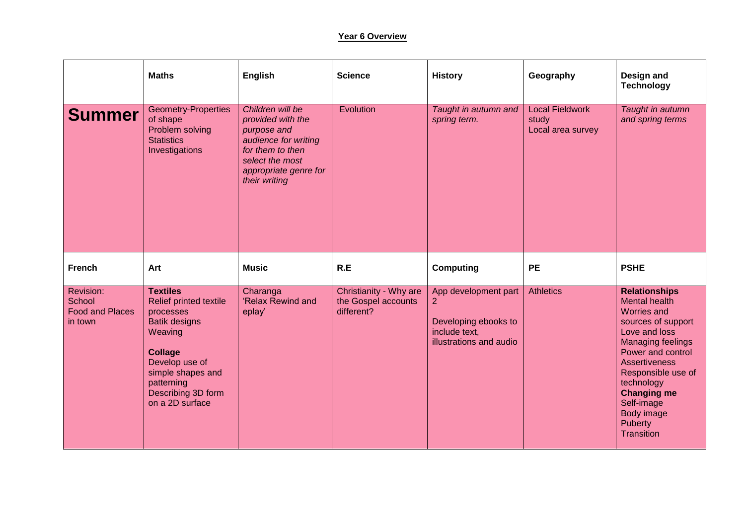**Year 6 Overview**

| | Maths | English | Science | History | Geography | Design and Technology |
|---|---|---|---|---|---|---|
| **Summer** | Geometry-Properties of shape<br>Problem solving<br>Statistics<br>Investigations | *Children will be provided with the purpose and audience for writing for them to then select the most appropriate genre for their writing* | Evolution | *Taught in autumn and spring term.* | Local Fieldwork study<br>Local area survey | *Taught in autumn and spring terms* |
| **French** | **Art** | **Music** | **R.E** | **Computing** | **PE** | **PSHE** |
| Revision:<br>School<br>Food and Places in town | **Textiles**<br>Relief printed textile processes<br>Batik designs<br>Weaving<br><br>**Collage**<br>Develop use of simple shapes and patterning<br>Describing 3D form on a 2D surface | Charanga<br>'Relax Rewind and eplay' | Christianity - Why are the Gospel accounts different? | App development part 2<br><br>Developing ebooks to include text, illustrations and audio | Athletics | **Relationships**<br>Mental health<br>Worries and sources of support<br>Love and loss<br>Managing feelings<br>Power and control<br>Assertiveness<br>Responsible use of technology<br>**Changing me**<br>Self-image<br>Body image<br>Puberty<br>Transition |